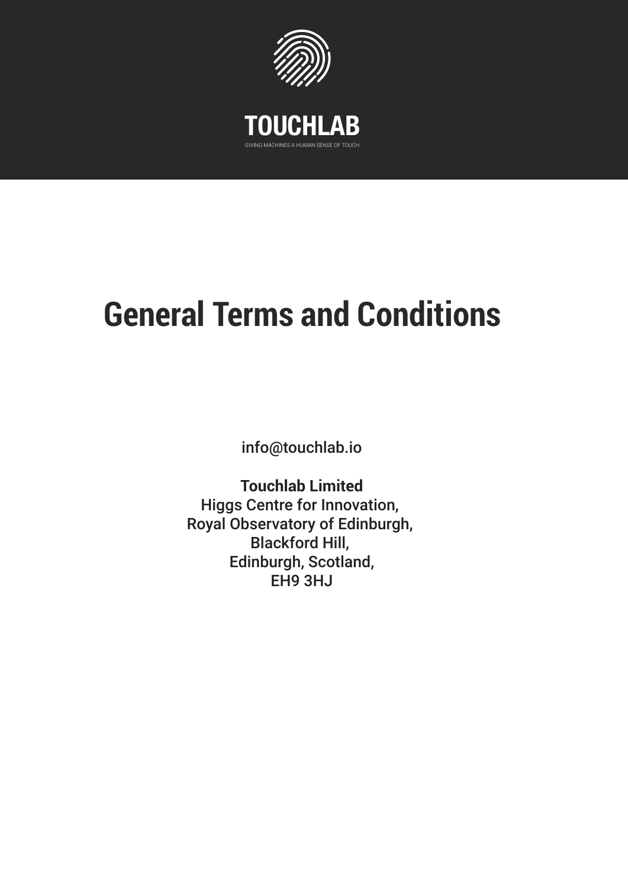TOUCHLAB

GIVING MACHINES A HUMAN SENSE OF TOUCH

# General Terms and Conditions

info@touchlab.io

**Touchlab Limited**
Higgs Centre for Innovation,
Royal Observatory of Edinburgh,
Blackford Hill,
Edinburgh, Scotland,
EH9 3HJ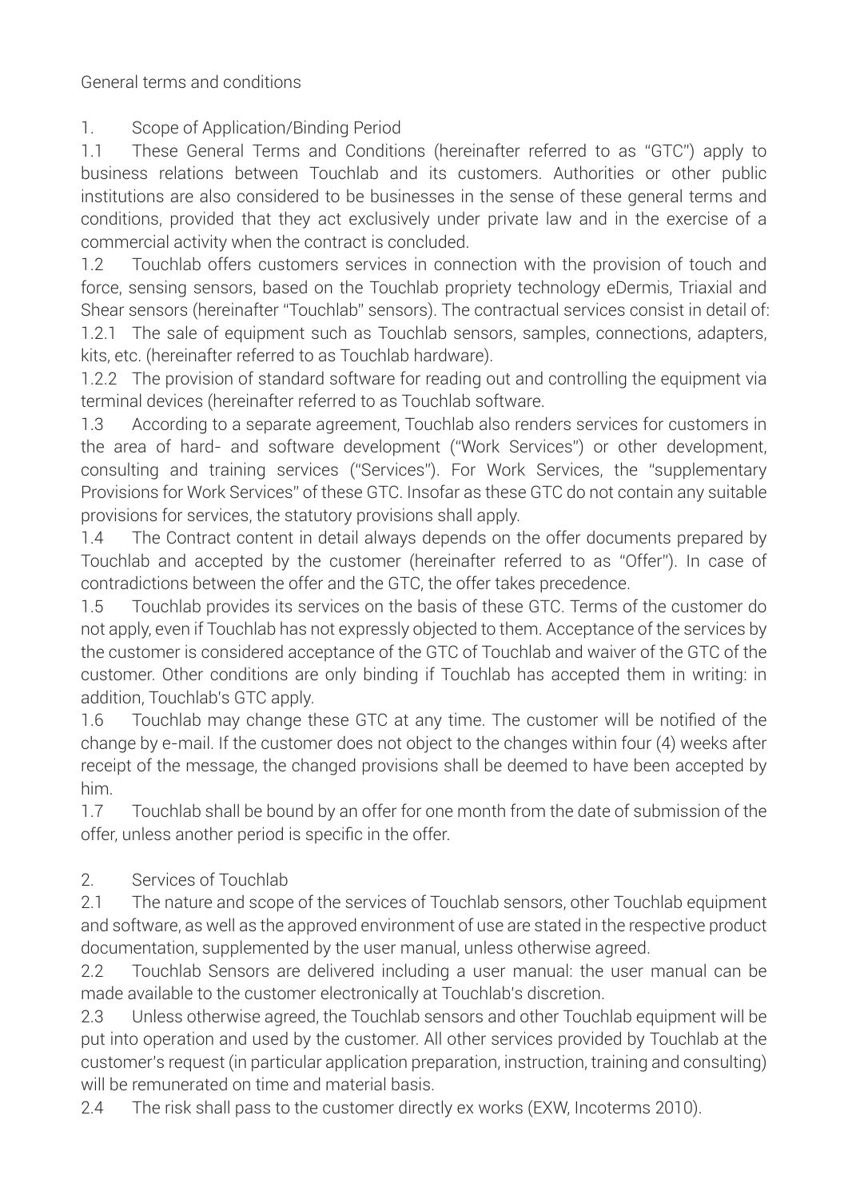General terms and conditions

## 1. Scope of Application/Binding Period

1.1 These General Terms and Conditions (hereinafter referred to as "GTC") apply to business relations between Touchlab and its customers. Authorities or other public institutions are also considered to be businesses in the sense of these general terms and conditions, provided that they act exclusively under private law and in the exercise of a commercial activity when the contract is concluded.

1.2 Touchlab offers customers services in connection with the provision of touch and force, sensing sensors, based on the Touchlab propriety technology eDermis, Triaxial and Shear sensors (hereinafter "Touchlab" sensors). The contractual services consist in detail of:

1.2.1 The sale of equipment such as Touchlab sensors, samples, connections, adapters, kits, etc. (hereinafter referred to as Touchlab hardware).

1.2.2 The provision of standard software for reading out and controlling the equipment via terminal devices (hereinafter referred to as Touchlab software.

1.3 According to a separate agreement, Touchlab also renders services for customers in the area of hard- and software development ("Work Services") or other development, consulting and training services ("Services"). For Work Services, the "supplementary Provisions for Work Services" of these GTC. Insofar as these GTC do not contain any suitable provisions for services, the statutory provisions shall apply.

1.4 The Contract content in detail always depends on the offer documents prepared by Touchlab and accepted by the customer (hereinafter referred to as "Offer"). In case of contradictions between the offer and the GTC, the offer takes precedence.

1.5 Touchlab provides its services on the basis of these GTC. Terms of the customer do not apply, even if Touchlab has not expressly objected to them. Acceptance of the services by the customer is considered acceptance of the GTC of Touchlab and waiver of the GTC of the customer. Other conditions are only binding if Touchlab has accepted them in writing: in addition, Touchlab's GTC apply.

1.6 Touchlab may change these GTC at any time. The customer will be notified of the change by e-mail. If the customer does not object to the changes within four (4) weeks after receipt of the message, the changed provisions shall be deemed to have been accepted by him.

1.7 Touchlab shall be bound by an offer for one month from the date of submission of the offer, unless another period is specific in the offer.

## 2. Services of Touchlab

2.1 The nature and scope of the services of Touchlab sensors, other Touchlab equipment and software, as well as the approved environment of use are stated in the respective product documentation, supplemented by the user manual, unless otherwise agreed.

2.2 Touchlab Sensors are delivered including a user manual: the user manual can be made available to the customer electronically at Touchlab's discretion.

2.3 Unless otherwise agreed, the Touchlab sensors and other Touchlab equipment will be put into operation and used by the customer. All other services provided by Touchlab at the customer's request (in particular application preparation, instruction, training and consulting) will be remunerated on time and material basis.

2.4 The risk shall pass to the customer directly ex works (EXW, Incoterms 2010).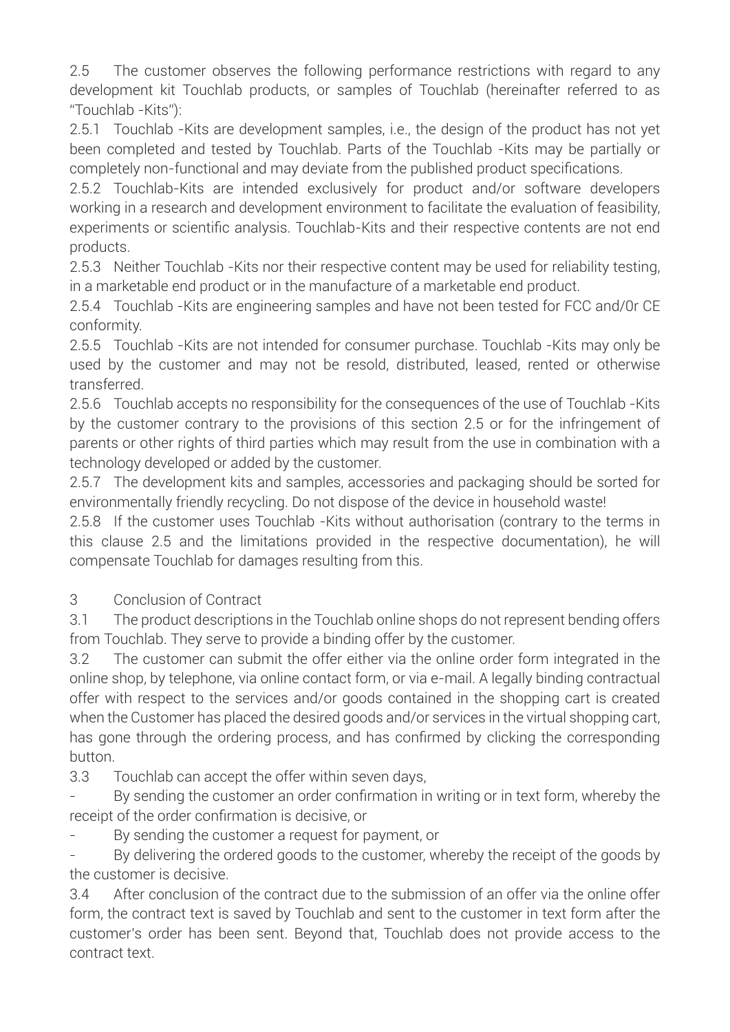2.5 The customer observes the following performance restrictions with regard to any development kit Touchlab products, or samples of Touchlab (hereinafter referred to as "Touchlab -Kits"):

2.5.1 Touchlab -Kits are development samples, i.e., the design of the product has not yet been completed and tested by Touchlab. Parts of the Touchlab -Kits may be partially or completely non-functional and may deviate from the published product specifications.

2.5.2 Touchlab-Kits are intended exclusively for product and/or software developers working in a research and development environment to facilitate the evaluation of feasibility, experiments or scientific analysis. Touchlab-Kits and their respective contents are not end products.

2.5.3 Neither Touchlab -Kits nor their respective content may be used for reliability testing, in a marketable end product or in the manufacture of a marketable end product.

2.5.4 Touchlab -Kits are engineering samples and have not been tested for FCC and/0r CE conformity.

2.5.5 Touchlab -Kits are not intended for consumer purchase. Touchlab -Kits may only be used by the customer and may not be resold, distributed, leased, rented or otherwise transferred.

2.5.6 Touchlab accepts no responsibility for the consequences of the use of Touchlab -Kits by the customer contrary to the provisions of this section 2.5 or for the infringement of parents or other rights of third parties which may result from the use in combination with a technology developed or added by the customer.

2.5.7 The development kits and samples, accessories and packaging should be sorted for environmentally friendly recycling. Do not dispose of the device in household waste!

2.5.8 If the customer uses Touchlab -Kits without authorisation (contrary to the terms in this clause 2.5 and the limitations provided in the respective documentation), he will compensate Touchlab for damages resulting from this.

3 Conclusion of Contract

3.1 The product descriptions in the Touchlab online shops do not represent bending offers from Touchlab. They serve to provide a binding offer by the customer.

3.2 The customer can submit the offer either via the online order form integrated in the online shop, by telephone, via online contact form, or via e-mail. A legally binding contractual offer with respect to the services and/or goods contained in the shopping cart is created when the Customer has placed the desired goods and/or services in the virtual shopping cart, has gone through the ordering process, and has confirmed by clicking the corresponding button.

3.3 Touchlab can accept the offer within seven days,

- By sending the customer an order confirmation in writing or in text form, whereby the receipt of the order confirmation is decisive, or
- By sending the customer a request for payment, or
- By delivering the ordered goods to the customer, whereby the receipt of the goods by the customer is decisive.

3.4 After conclusion of the contract due to the submission of an offer via the online offer form, the contract text is saved by Touchlab and sent to the customer in text form after the customer's order has been sent. Beyond that, Touchlab does not provide access to the contract text.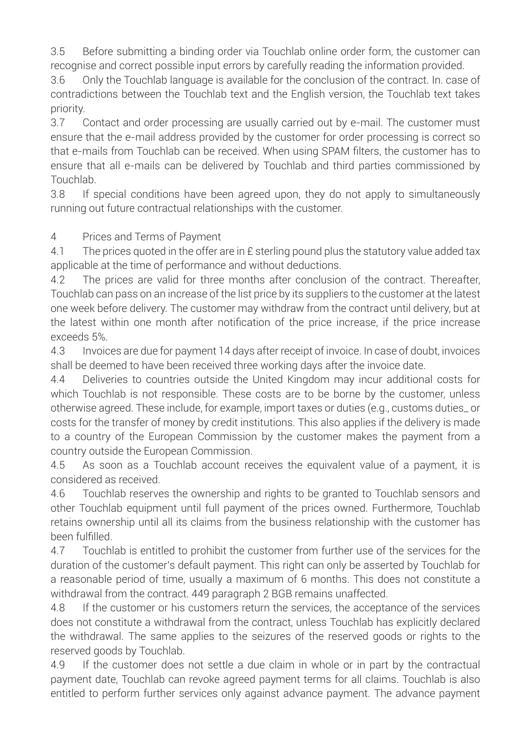3.5 Before submitting a binding order via Touchlab online order form, the customer can recognise and correct possible input errors by carefully reading the information provided.

3.6 Only the Touchlab language is available for the conclusion of the contract. In. case of contradictions between the Touchlab text and the English version, the Touchlab text takes priority.

3.7 Contact and order processing are usually carried out by e-mail. The customer must ensure that the e-mail address provided by the customer for order processing is correct so that e-mails from Touchlab can be received. When using SPAM filters, the customer has to ensure that all e-mails can be delivered by Touchlab and third parties commissioned by Touchlab.

3.8 If special conditions have been agreed upon, they do not apply to simultaneously running out future contractual relationships with the customer.

4 Prices and Terms of Payment

4.1 The prices quoted in the offer are in £ sterling pound plus the statutory value added tax applicable at the time of performance and without deductions.

4.2 The prices are valid for three months after conclusion of the contract. Thereafter, Touchlab can pass on an increase of the list price by its suppliers to the customer at the latest one week before delivery. The customer may withdraw from the contract until delivery, but at the latest within one month after notification of the price increase, if the price increase exceeds 5%.

4.3 Invoices are due for payment 14 days after receipt of invoice. In case of doubt, invoices shall be deemed to have been received three working days after the invoice date.

4.4 Deliveries to countries outside the United Kingdom may incur additional costs for which Touchlab is not responsible. These costs are to be borne by the customer, unless otherwise agreed. These include, for example, import taxes or duties (e.g., customs duties_ or costs for the transfer of money by credit institutions. This also applies if the delivery is made to a country of the European Commission by the customer makes the payment from a country outside the European Commission.

4.5 As soon as a Touchlab account receives the equivalent value of a payment, it is considered as received.

4.6 Touchlab reserves the ownership and rights to be granted to Touchlab sensors and other Touchlab equipment until full payment of the prices owned. Furthermore, Touchlab retains ownership until all its claims from the business relationship with the customer has been fulfilled.

4.7 Touchlab is entitled to prohibit the customer from further use of the services for the duration of the customer's default payment. This right can only be asserted by Touchlab for a reasonable period of time, usually a maximum of 6 months. This does not constitute a withdrawal from the contract. 449 paragraph 2 BGB remains unaffected.

4.8 If the customer or his customers return the services, the acceptance of the services does not constitute a withdrawal from the contract, unless Touchlab has explicitly declared the withdrawal. The same applies to the seizures of the reserved goods or rights to the reserved goods by Touchlab.

4.9 If the customer does not settle a due claim in whole or in part by the contractual payment date, Touchlab can revoke agreed payment terms for all claims. Touchlab is also entitled to perform further services only against advance payment. The advance payment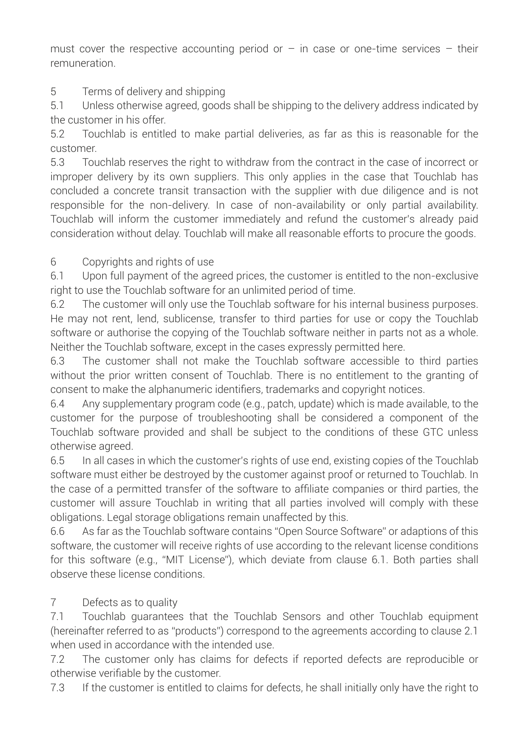must cover the respective accounting period or – in case or one-time services – their remuneration.

## 5 Terms of delivery and shipping

5.1 Unless otherwise agreed, goods shall be shipping to the delivery address indicated by the customer in his offer.

5.2 Touchlab is entitled to make partial deliveries, as far as this is reasonable for the customer.

5.3 Touchlab reserves the right to withdraw from the contract in the case of incorrect or improper delivery by its own suppliers. This only applies in the case that Touchlab has concluded a concrete transit transaction with the supplier with due diligence and is not responsible for the non-delivery. In case of non-availability or only partial availability. Touchlab will inform the customer immediately and refund the customer's already paid consideration without delay. Touchlab will make all reasonable efforts to procure the goods.

## 6 Copyrights and rights of use

6.1 Upon full payment of the agreed prices, the customer is entitled to the non-exclusive right to use the Touchlab software for an unlimited period of time.

6.2 The customer will only use the Touchlab software for his internal business purposes. He may not rent, lend, sublicense, transfer to third parties for use or copy the Touchlab software or authorise the copying of the Touchlab software neither in parts not as a whole. Neither the Touchlab software, except in the cases expressly permitted here.

6.3 The customer shall not make the Touchlab software accessible to third parties without the prior written consent of Touchlab. There is no entitlement to the granting of consent to make the alphanumeric identifiers, trademarks and copyright notices.

6.4 Any supplementary program code (e.g., patch, update) which is made available, to the customer for the purpose of troubleshooting shall be considered a component of the Touchlab software provided and shall be subject to the conditions of these GTC unless otherwise agreed.

6.5 In all cases in which the customer's rights of use end, existing copies of the Touchlab software must either be destroyed by the customer against proof or returned to Touchlab. In the case of a permitted transfer of the software to affiliate companies or third parties, the customer will assure Touchlab in writing that all parties involved will comply with these obligations. Legal storage obligations remain unaffected by this.

6.6 As far as the Touchlab software contains "Open Source Software" or adaptions of this software, the customer will receive rights of use according to the relevant license conditions for this software (e.g., "MIT License"), which deviate from clause 6.1. Both parties shall observe these license conditions.

## 7 Defects as to quality

7.1 Touchlab guarantees that the Touchlab Sensors and other Touchlab equipment (hereinafter referred to as "products") correspond to the agreements according to clause 2.1 when used in accordance with the intended use.

7.2 The customer only has claims for defects if reported defects are reproducible or otherwise verifiable by the customer.

7.3 If the customer is entitled to claims for defects, he shall initially only have the right to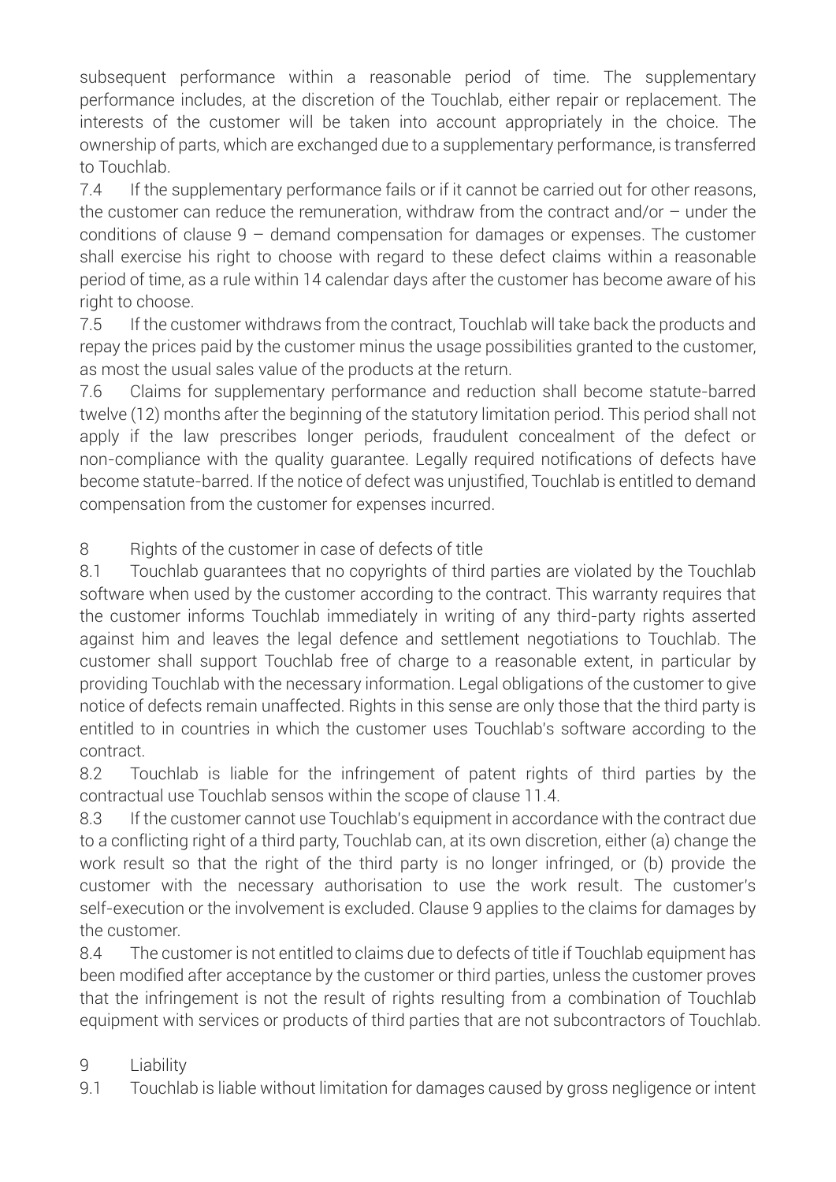subsequent performance within a reasonable period of time. The supplementary performance includes, at the discretion of the Touchlab, either repair or replacement. The interests of the customer will be taken into account appropriately in the choice. The ownership of parts, which are exchanged due to a supplementary performance, is transferred to Touchlab.

7.4 If the supplementary performance fails or if it cannot be carried out for other reasons, the customer can reduce the remuneration, withdraw from the contract and/or – under the conditions of clause 9 – demand compensation for damages or expenses. The customer shall exercise his right to choose with regard to these defect claims within a reasonable period of time, as a rule within 14 calendar days after the customer has become aware of his right to choose.

7.5 If the customer withdraws from the contract, Touchlab will take back the products and repay the prices paid by the customer minus the usage possibilities granted to the customer, as most the usual sales value of the products at the return.

7.6 Claims for supplementary performance and reduction shall become statute-barred twelve (12) months after the beginning of the statutory limitation period. This period shall not apply if the law prescribes longer periods, fraudulent concealment of the defect or non-compliance with the quality guarantee. Legally required notifications of defects have become statute-barred. If the notice of defect was unjustified, Touchlab is entitled to demand compensation from the customer for expenses incurred.

## 8 Rights of the customer in case of defects of title

8.1 Touchlab guarantees that no copyrights of third parties are violated by the Touchlab software when used by the customer according to the contract. This warranty requires that the customer informs Touchlab immediately in writing of any third-party rights asserted against him and leaves the legal defence and settlement negotiations to Touchlab. The customer shall support Touchlab free of charge to a reasonable extent, in particular by providing Touchlab with the necessary information. Legal obligations of the customer to give notice of defects remain unaffected. Rights in this sense are only those that the third party is entitled to in countries in which the customer uses Touchlab's software according to the contract.

8.2 Touchlab is liable for the infringement of patent rights of third parties by the contractual use Touchlab sensos within the scope of clause 11.4.

8.3 If the customer cannot use Touchlab's equipment in accordance with the contract due to a conflicting right of a third party, Touchlab can, at its own discretion, either (a) change the work result so that the right of the third party is no longer infringed, or (b) provide the customer with the necessary authorisation to use the work result. The customer's self-execution or the involvement is excluded. Clause 9 applies to the claims for damages by the customer.

8.4 The customer is not entitled to claims due to defects of title if Touchlab equipment has been modified after acceptance by the customer or third parties, unless the customer proves that the infringement is not the result of rights resulting from a combination of Touchlab equipment with services or products of third parties that are not subcontractors of Touchlab.

## 9 Liability

9.1 Touchlab is liable without limitation for damages caused by gross negligence or intent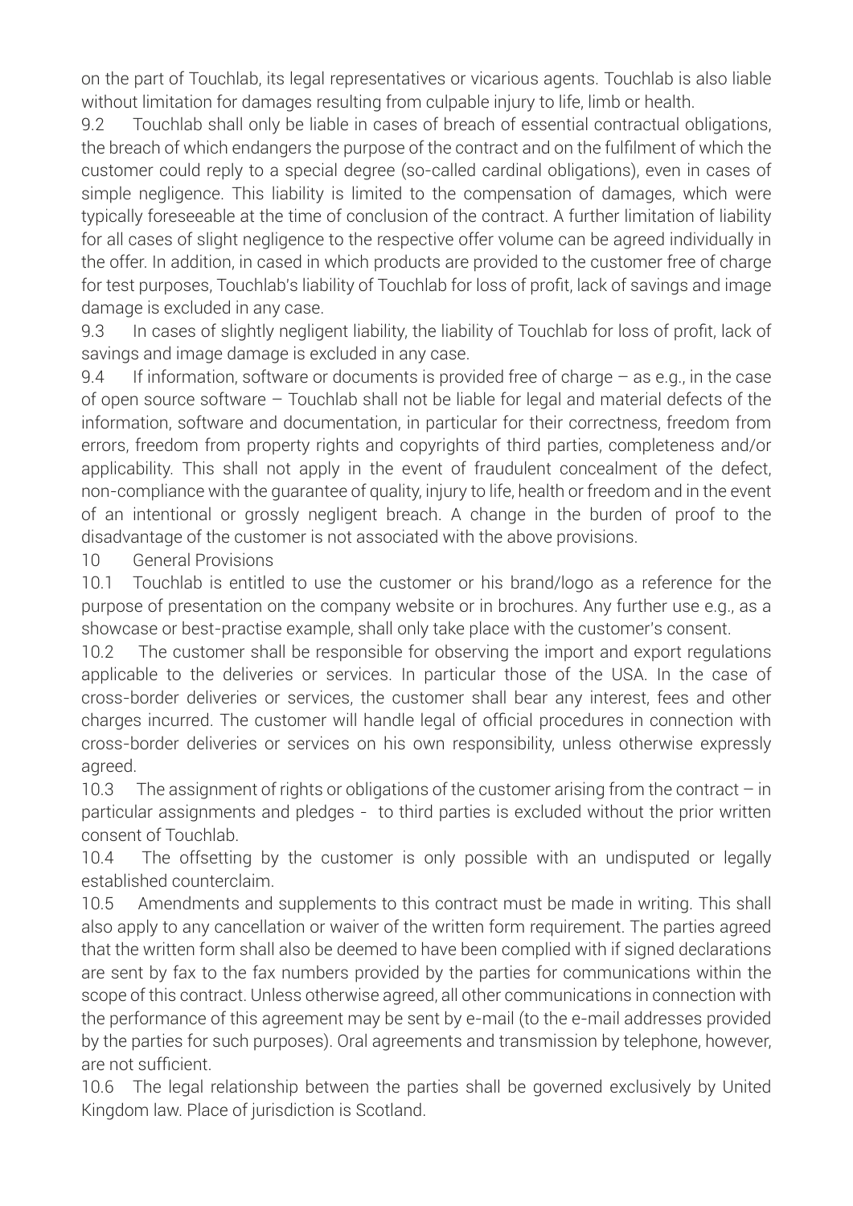on the part of Touchlab, its legal representatives or vicarious agents. Touchlab is also liable without limitation for damages resulting from culpable injury to life, limb or health.

9.2 Touchlab shall only be liable in cases of breach of essential contractual obligations, the breach of which endangers the purpose of the contract and on the fulfilment of which the customer could reply to a special degree (so-called cardinal obligations), even in cases of simple negligence. This liability is limited to the compensation of damages, which were typically foreseeable at the time of conclusion of the contract. A further limitation of liability for all cases of slight negligence to the respective offer volume can be agreed individually in the offer. In addition, in cased in which products are provided to the customer free of charge for test purposes, Touchlab's liability of Touchlab for loss of profit, lack of savings and image damage is excluded in any case.

9.3 In cases of slightly negligent liability, the liability of Touchlab for loss of profit, lack of savings and image damage is excluded in any case.

9.4 If information, software or documents is provided free of charge – as e.g., in the case of open source software – Touchlab shall not be liable for legal and material defects of the information, software and documentation, in particular for their correctness, freedom from errors, freedom from property rights and copyrights of third parties, completeness and/or applicability. This shall not apply in the event of fraudulent concealment of the defect, non-compliance with the guarantee of quality, injury to life, health or freedom and in the event of an intentional or grossly negligent breach. A change in the burden of proof to the disadvantage of the customer is not associated with the above provisions.

## 10 General Provisions

10.1 Touchlab is entitled to use the customer or his brand/logo as a reference for the purpose of presentation on the company website or in brochures. Any further use e.g., as a showcase or best-practise example, shall only take place with the customer's consent.

10.2 The customer shall be responsible for observing the import and export regulations applicable to the deliveries or services. In particular those of the USA. In the case of cross-border deliveries or services, the customer shall bear any interest, fees and other charges incurred. The customer will handle legal of official procedures in connection with cross-border deliveries or services on his own responsibility, unless otherwise expressly agreed.

10.3 The assignment of rights or obligations of the customer arising from the contract – in particular assignments and pledges - to third parties is excluded without the prior written consent of Touchlab.

10.4 The offsetting by the customer is only possible with an undisputed or legally established counterclaim.

10.5 Amendments and supplements to this contract must be made in writing. This shall also apply to any cancellation or waiver of the written form requirement. The parties agreed that the written form shall also be deemed to have been complied with if signed declarations are sent by fax to the fax numbers provided by the parties for communications within the scope of this contract. Unless otherwise agreed, all other communications in connection with the performance of this agreement may be sent by e-mail (to the e-mail addresses provided by the parties for such purposes). Oral agreements and transmission by telephone, however, are not sufficient.

10.6 The legal relationship between the parties shall be governed exclusively by United Kingdom law. Place of jurisdiction is Scotland.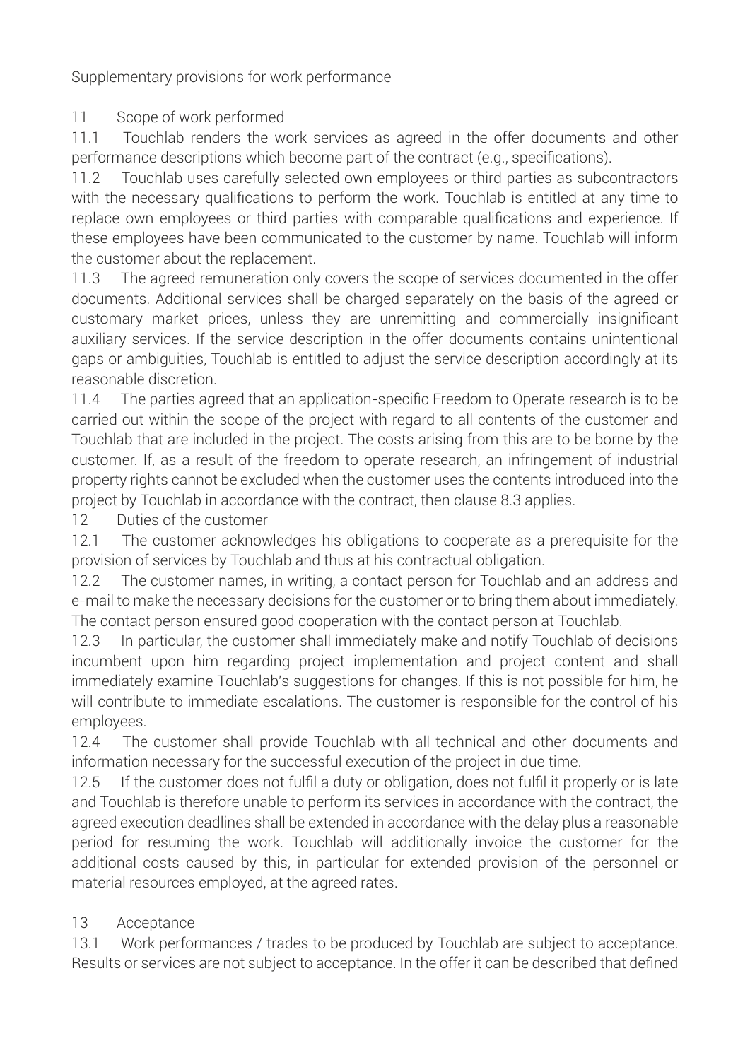Supplementary provisions for work performance

## 11 Scope of work performed

11.1 Touchlab renders the work services as agreed in the offer documents and other performance descriptions which become part of the contract (e.g., specifications).

11.2 Touchlab uses carefully selected own employees or third parties as subcontractors with the necessary qualifications to perform the work. Touchlab is entitled at any time to replace own employees or third parties with comparable qualifications and experience. If these employees have been communicated to the customer by name. Touchlab will inform the customer about the replacement.

11.3 The agreed remuneration only covers the scope of services documented in the offer documents. Additional services shall be charged separately on the basis of the agreed or customary market prices, unless they are unremitting and commercially insignificant auxiliary services. If the service description in the offer documents contains unintentional gaps or ambiguities, Touchlab is entitled to adjust the service description accordingly at its reasonable discretion.

11.4 The parties agreed that an application-specific Freedom to Operate research is to be carried out within the scope of the project with regard to all contents of the customer and Touchlab that are included in the project. The costs arising from this are to be borne by the customer. If, as a result of the freedom to operate research, an infringement of industrial property rights cannot be excluded when the customer uses the contents introduced into the project by Touchlab in accordance with the contract, then clause 8.3 applies.

## 12 Duties of the customer

12.1 The customer acknowledges his obligations to cooperate as a prerequisite for the provision of services by Touchlab and thus at his contractual obligation.

12.2 The customer names, in writing, a contact person for Touchlab and an address and e-mail to make the necessary decisions for the customer or to bring them about immediately. The contact person ensured good cooperation with the contact person at Touchlab.

12.3 In particular, the customer shall immediately make and notify Touchlab of decisions incumbent upon him regarding project implementation and project content and shall immediately examine Touchlab's suggestions for changes. If this is not possible for him, he will contribute to immediate escalations. The customer is responsible for the control of his employees.

12.4 The customer shall provide Touchlab with all technical and other documents and information necessary for the successful execution of the project in due time.

12.5 If the customer does not fulfil a duty or obligation, does not fulfil it properly or is late and Touchlab is therefore unable to perform its services in accordance with the contract, the agreed execution deadlines shall be extended in accordance with the delay plus a reasonable period for resuming the work. Touchlab will additionally invoice the customer for the additional costs caused by this, in particular for extended provision of the personnel or material resources employed, at the agreed rates.

## 13 Acceptance

13.1 Work performances / trades to be produced by Touchlab are subject to acceptance. Results or services are not subject to acceptance. In the offer it can be described that defined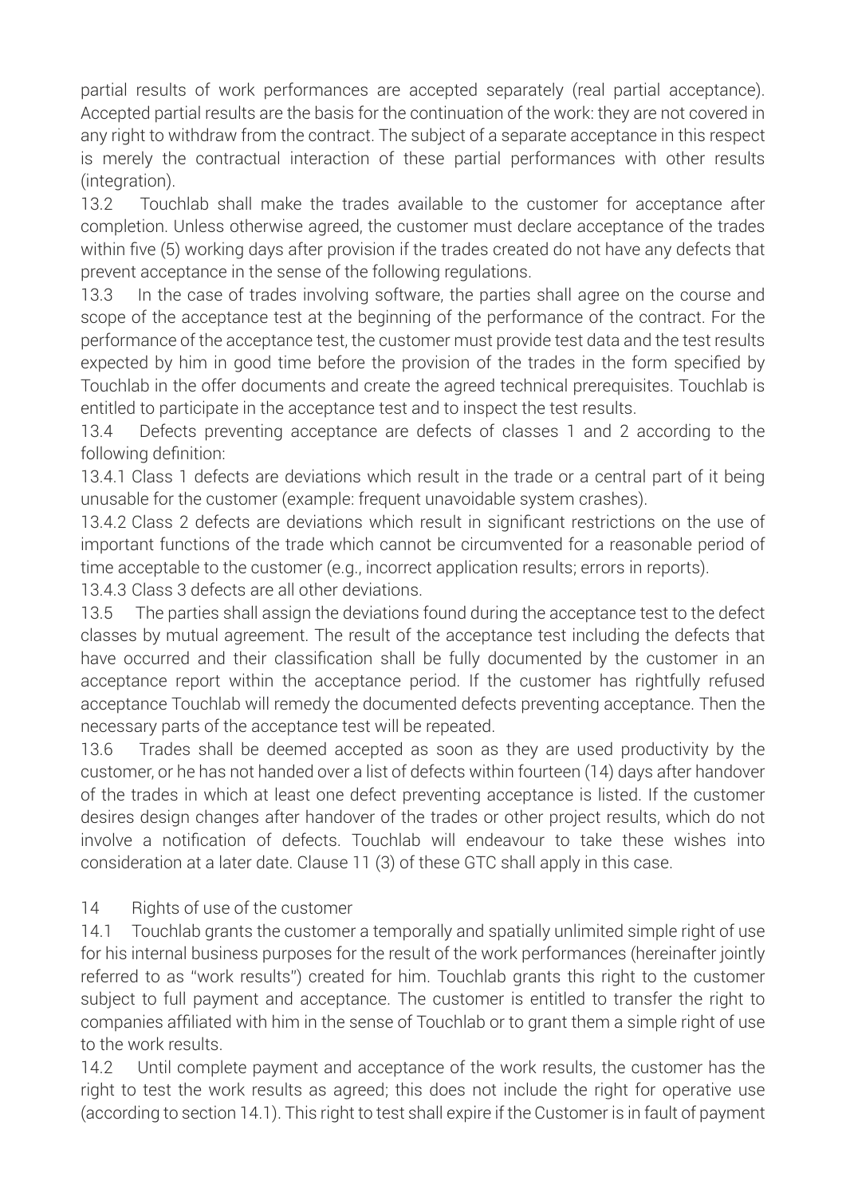partial results of work performances are accepted separately (real partial acceptance). Accepted partial results are the basis for the continuation of the work: they are not covered in any right to withdraw from the contract. The subject of a separate acceptance in this respect is merely the contractual interaction of these partial performances with other results (integration).

13.2 Touchlab shall make the trades available to the customer for acceptance after completion. Unless otherwise agreed, the customer must declare acceptance of the trades within five (5) working days after provision if the trades created do not have any defects that prevent acceptance in the sense of the following regulations.

13.3 In the case of trades involving software, the parties shall agree on the course and scope of the acceptance test at the beginning of the performance of the contract. For the performance of the acceptance test, the customer must provide test data and the test results expected by him in good time before the provision of the trades in the form specified by Touchlab in the offer documents and create the agreed technical prerequisites. Touchlab is entitled to participate in the acceptance test and to inspect the test results.

13.4 Defects preventing acceptance are defects of classes 1 and 2 according to the following definition:

13.4.1 Class 1 defects are deviations which result in the trade or a central part of it being unusable for the customer (example: frequent unavoidable system crashes).

13.4.2 Class 2 defects are deviations which result in significant restrictions on the use of important functions of the trade which cannot be circumvented for a reasonable period of time acceptable to the customer (e.g., incorrect application results; errors in reports).

13.4.3 Class 3 defects are all other deviations.

13.5 The parties shall assign the deviations found during the acceptance test to the defect classes by mutual agreement. The result of the acceptance test including the defects that have occurred and their classification shall be fully documented by the customer in an acceptance report within the acceptance period. If the customer has rightfully refused acceptance Touchlab will remedy the documented defects preventing acceptance. Then the necessary parts of the acceptance test will be repeated.

13.6 Trades shall be deemed accepted as soon as they are used productivity by the customer, or he has not handed over a list of defects within fourteen (14) days after handover of the trades in which at least one defect preventing acceptance is listed. If the customer desires design changes after handover of the trades or other project results, which do not involve a notification of defects. Touchlab will endeavour to take these wishes into consideration at a later date. Clause 11 (3) of these GTC shall apply in this case.

## 14 Rights of use of the customer

14.1 Touchlab grants the customer a temporally and spatially unlimited simple right of use for his internal business purposes for the result of the work performances (hereinafter jointly referred to as "work results") created for him. Touchlab grants this right to the customer subject to full payment and acceptance. The customer is entitled to transfer the right to companies affiliated with him in the sense of Touchlab or to grant them a simple right of use to the work results.

14.2 Until complete payment and acceptance of the work results, the customer has the right to test the work results as agreed; this does not include the right for operative use (according to section 14.1). This right to test shall expire if the Customer is in fault of payment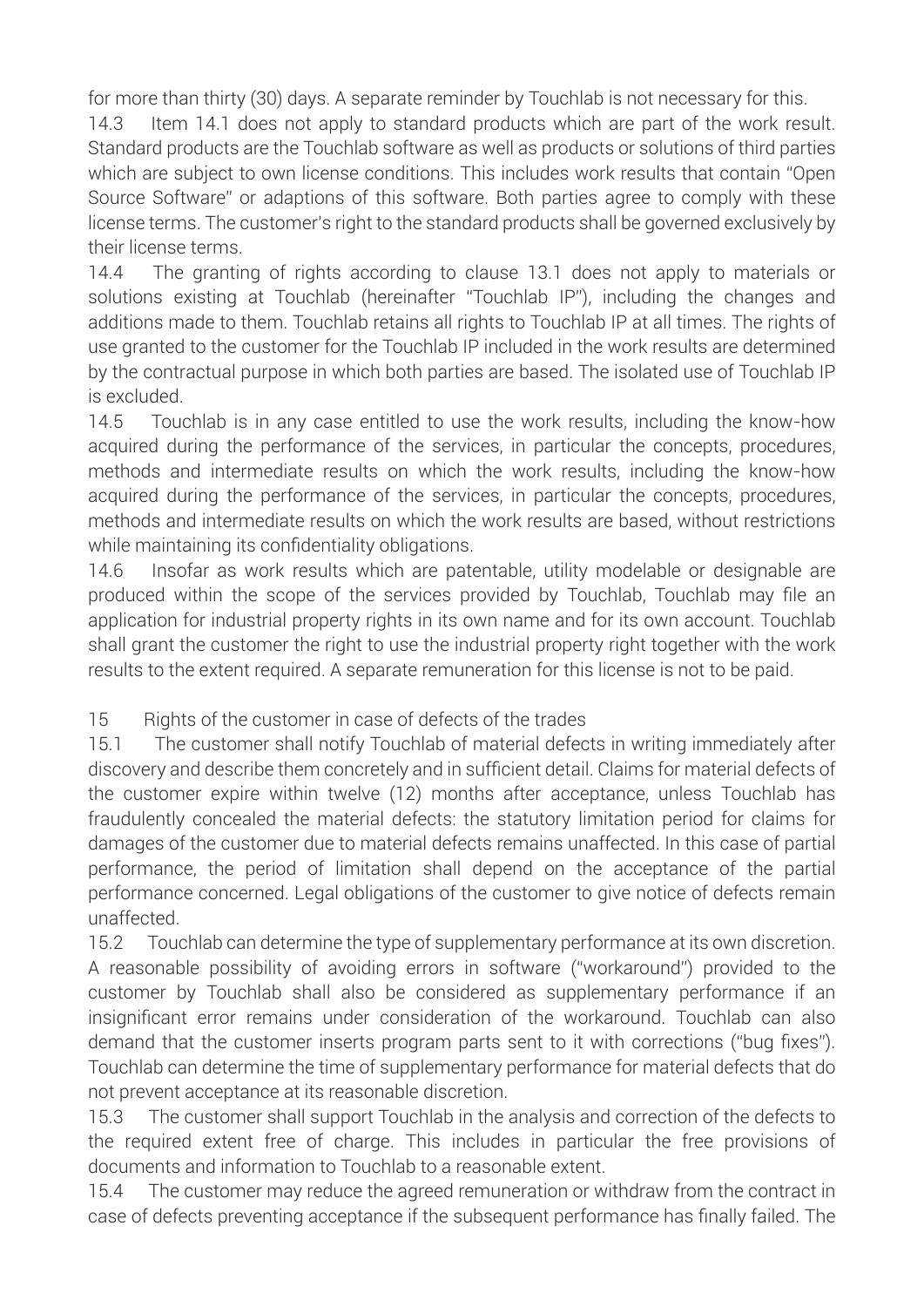for more than thirty (30) days. A separate reminder by Touchlab is not necessary for this.

14.3 Item 14.1 does not apply to standard products which are part of the work result. Standard products are the Touchlab software as well as products or solutions of third parties which are subject to own license conditions. This includes work results that contain "Open Source Software" or adaptions of this software. Both parties agree to comply with these license terms. The customer's right to the standard products shall be governed exclusively by their license terms.

14.4 The granting of rights according to clause 13.1 does not apply to materials or solutions existing at Touchlab (hereinafter "Touchlab IP"), including the changes and additions made to them. Touchlab retains all rights to Touchlab IP at all times. The rights of use granted to the customer for the Touchlab IP included in the work results are determined by the contractual purpose in which both parties are based. The isolated use of Touchlab IP is excluded.

14.5 Touchlab is in any case entitled to use the work results, including the know-how acquired during the performance of the services, in particular the concepts, procedures, methods and intermediate results on which the work results, including the know-how acquired during the performance of the services, in particular the concepts, procedures, methods and intermediate results on which the work results are based, without restrictions while maintaining its confidentiality obligations.

14.6 Insofar as work results which are patentable, utility modelable or designable are produced within the scope of the services provided by Touchlab, Touchlab may file an application for industrial property rights in its own name and for its own account. Touchlab shall grant the customer the right to use the industrial property right together with the work results to the extent required. A separate remuneration for this license is not to be paid.

## 15 Rights of the customer in case of defects of the trades

15.1 The customer shall notify Touchlab of material defects in writing immediately after discovery and describe them concretely and in sufficient detail. Claims for material defects of the customer expire within twelve (12) months after acceptance, unless Touchlab has fraudulently concealed the material defects: the statutory limitation period for claims for damages of the customer due to material defects remains unaffected. In this case of partial performance, the period of limitation shall depend on the acceptance of the partial performance concerned. Legal obligations of the customer to give notice of defects remain unaffected.

15.2 Touchlab can determine the type of supplementary performance at its own discretion. A reasonable possibility of avoiding errors in software ("workaround") provided to the customer by Touchlab shall also be considered as supplementary performance if an insignificant error remains under consideration of the workaround. Touchlab can also demand that the customer inserts program parts sent to it with corrections ("bug fixes"). Touchlab can determine the time of supplementary performance for material defects that do not prevent acceptance at its reasonable discretion.

15.3 The customer shall support Touchlab in the analysis and correction of the defects to the required extent free of charge. This includes in particular the free provisions of documents and information to Touchlab to a reasonable extent.

15.4 The customer may reduce the agreed remuneration or withdraw from the contract in case of defects preventing acceptance if the subsequent performance has finally failed. The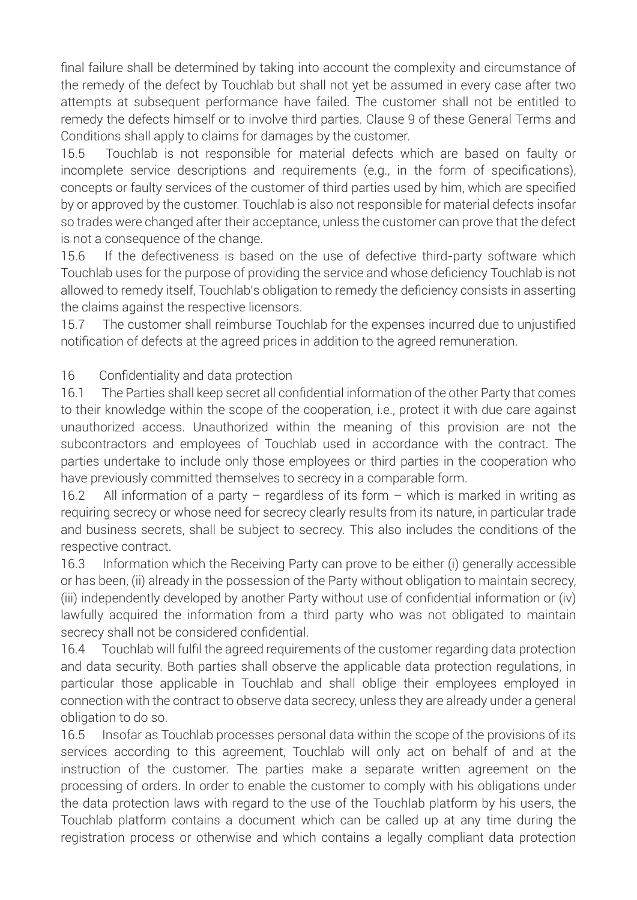final failure shall be determined by taking into account the complexity and circumstance of the remedy of the defect by Touchlab but shall not yet be assumed in every case after two attempts at subsequent performance have failed. The customer shall not be entitled to remedy the defects himself or to involve third parties. Clause 9 of these General Terms and Conditions shall apply to claims for damages by the customer.

15.5 Touchlab is not responsible for material defects which are based on faulty or incomplete service descriptions and requirements (e.g., in the form of specifications), concepts or faulty services of the customer of third parties used by him, which are specified by or approved by the customer. Touchlab is also not responsible for material defects insofar so trades were changed after their acceptance, unless the customer can prove that the defect is not a consequence of the change.

15.6 If the defectiveness is based on the use of defective third-party software which Touchlab uses for the purpose of providing the service and whose deficiency Touchlab is not allowed to remedy itself, Touchlab's obligation to remedy the deficiency consists in asserting the claims against the respective licensors.

15.7 The customer shall reimburse Touchlab for the expenses incurred due to unjustified notification of defects at the agreed prices in addition to the agreed remuneration.

## 16 Confidentiality and data protection

16.1 The Parties shall keep secret all confidential information of the other Party that comes to their knowledge within the scope of the cooperation, i.e., protect it with due care against unauthorized access. Unauthorized within the meaning of this provision are not the subcontractors and employees of Touchlab used in accordance with the contract. The parties undertake to include only those employees or third parties in the cooperation who have previously committed themselves to secrecy in a comparable form.

16.2 All information of a party – regardless of its form – which is marked in writing as requiring secrecy or whose need for secrecy clearly results from its nature, in particular trade and business secrets, shall be subject to secrecy. This also includes the conditions of the respective contract.

16.3 Information which the Receiving Party can prove to be either (i) generally accessible or has been, (ii) already in the possession of the Party without obligation to maintain secrecy, (iii) independently developed by another Party without use of confidential information or (iv) lawfully acquired the information from a third party who was not obligated to maintain secrecy shall not be considered confidential.

16.4 Touchlab will fulfil the agreed requirements of the customer regarding data protection and data security. Both parties shall observe the applicable data protection regulations, in particular those applicable in Touchlab and shall oblige their employees employed in connection with the contract to observe data secrecy, unless they are already under a general obligation to do so.

16.5 Insofar as Touchlab processes personal data within the scope of the provisions of its services according to this agreement, Touchlab will only act on behalf of and at the instruction of the customer. The parties make a separate written agreement on the processing of orders. In order to enable the customer to comply with his obligations under the data protection laws with regard to the use of the Touchlab platform by his users, the Touchlab platform contains a document which can be called up at any time during the registration process or otherwise and which contains a legally compliant data protection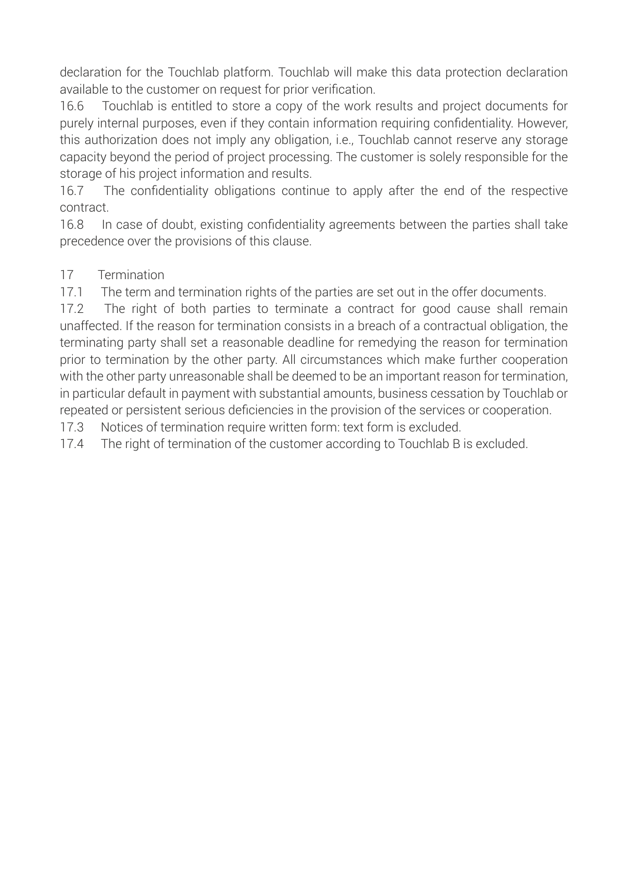declaration for the Touchlab platform. Touchlab will make this data protection declaration available to the customer on request for prior verification.

16.6 Touchlab is entitled to store a copy of the work results and project documents for purely internal purposes, even if they contain information requiring confidentiality. However, this authorization does not imply any obligation, i.e., Touchlab cannot reserve any storage capacity beyond the period of project processing. The customer is solely responsible for the storage of his project information and results.

16.7 The confidentiality obligations continue to apply after the end of the respective contract.

16.8 In case of doubt, existing confidentiality agreements between the parties shall take precedence over the provisions of this clause.

## 17 Termination

17.1 The term and termination rights of the parties are set out in the offer documents.

17.2 The right of both parties to terminate a contract for good cause shall remain unaffected. If the reason for termination consists in a breach of a contractual obligation, the terminating party shall set a reasonable deadline for remedying the reason for termination prior to termination by the other party. All circumstances which make further cooperation with the other party unreasonable shall be deemed to be an important reason for termination, in particular default in payment with substantial amounts, business cessation by Touchlab or repeated or persistent serious deficiencies in the provision of the services or cooperation.

17.3 Notices of termination require written form: text form is excluded.

17.4 The right of termination of the customer according to Touchlab B is excluded.